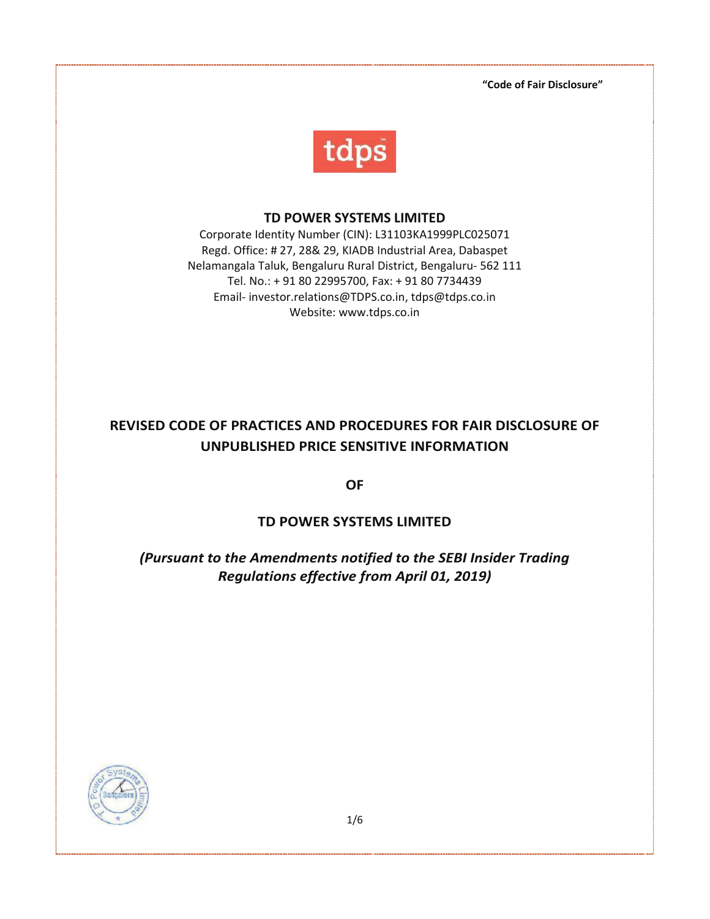**"Code of Fair Disclosure"**

**TD POWER SYSTEMS LIMITED**

Corporate Identity Number (CIN): L31103KA1999PLC025071
Regd. Office: # 27, 28& 29, KIADB Industrial Area, Dabaspet
Nelamangala Taluk, Bengaluru Rural District, Bengaluru- 562 111
Tel. No.: + 91 80 22995700, Fax: + 91 80 7734439
Email- investor.relations@TDPS.co.in, tdps@tdps.co.in
Website: www.tdps.co.in

# REVISED CODE OF PRACTICES AND PROCEDURES FOR FAIR DISCLOSURE OF UNPUBLISHED PRICE SENSITIVE INFORMATION

## OF

## TD POWER SYSTEMS LIMITED

***(Pursuant to the Amendments notified to the SEBI Insider Trading Regulations effective from April 01, 2019)***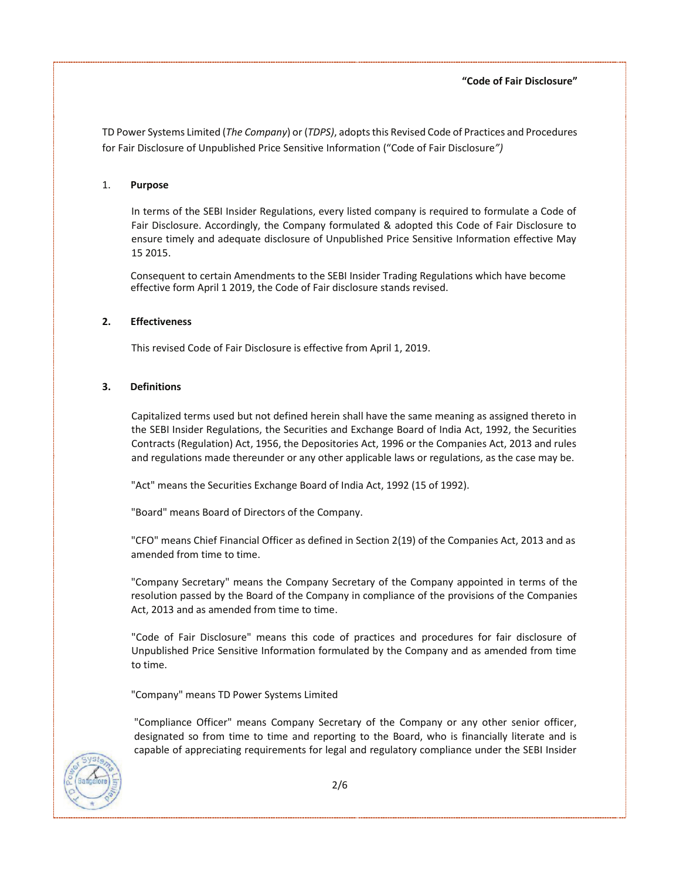**"Code of Fair Disclosure"**

TD Power Systems Limited (*The Company*) or (*TDPS)*, adopts this Revised Code of Practices and Procedures for Fair Disclosure of Unpublished Price Sensitive Information ("Code of Fair Disclosure*")*

1. **Purpose**

   In terms of the SEBI Insider Regulations, every listed company is required to formulate a Code of Fair Disclosure. Accordingly, the Company formulated & adopted this Code of Fair Disclosure to ensure timely and adequate disclosure of Unpublished Price Sensitive Information effective May 15 2015.

   Consequent to certain Amendments to the SEBI Insider Trading Regulations which have become effective form April 1 2019, the Code of Fair disclosure stands revised.

2. **Effectiveness**

   This revised Code of Fair Disclosure is effective from April 1, 2019.

3. **Definitions**

   Capitalized terms used but not defined herein shall have the same meaning as assigned thereto in the SEBI Insider Regulations, the Securities and Exchange Board of India Act, 1992, the Securities Contracts (Regulation) Act, 1956, the Depositories Act, 1996 or the Companies Act, 2013 and rules and regulations made thereunder or any other applicable laws or regulations, as the case may be.

   "Act" means the Securities Exchange Board of India Act, 1992 (15 of 1992).

   "Board" means Board of Directors of the Company.

   "CFO" means Chief Financial Officer as defined in Section 2(19) of the Companies Act, 2013 and as amended from time to time.

   "Company Secretary" means the Company Secretary of the Company appointed in terms of the resolution passed by the Board of the Company in compliance of the provisions of the Companies Act, 2013 and as amended from time to time.

   "Code of Fair Disclosure" means this code of practices and procedures for fair disclosure of Unpublished Price Sensitive Information formulated by the Company and as amended from time to time.

   "Company" means TD Power Systems Limited

   "Compliance Officer" means Company Secretary of the Company or any other senior officer, designated so from time to time and reporting to the Board, who is financially literate and is capable of appreciating requirements for legal and regulatory compliance under the SEBI Insider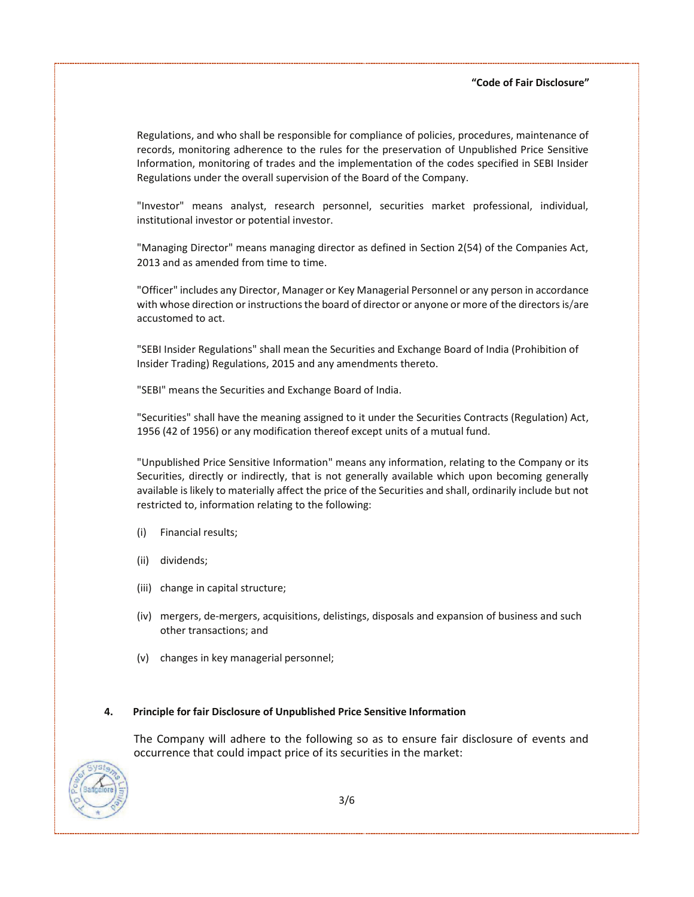Regulations, and who shall be responsible for compliance of policies, procedures, maintenance of records, monitoring adherence to the rules for the preservation of Unpublished Price Sensitive Information, monitoring of trades and the implementation of the codes specified in SEBI Insider Regulations under the overall supervision of the Board of the Company.

"Investor" means analyst, research personnel, securities market professional, individual, institutional investor or potential investor.

"Managing Director" means managing director as defined in Section 2(54) of the Companies Act, 2013 and as amended from time to time.

"Officer" includes any Director, Manager or Key Managerial Personnel or any person in accordance with whose direction or instructions the board of director or anyone or more of the directors is/are accustomed to act.

"SEBI Insider Regulations" shall mean the Securities and Exchange Board of India (Prohibition of Insider Trading) Regulations, 2015 and any amendments thereto.

"SEBI" means the Securities and Exchange Board of India.

"Securities" shall have the meaning assigned to it under the Securities Contracts (Regulation) Act, 1956 (42 of 1956) or any modification thereof except units of a mutual fund.

"Unpublished Price Sensitive Information" means any information, relating to the Company or its Securities, directly or indirectly, that is not generally available which upon becoming generally available is likely to materially affect the price of the Securities and shall, ordinarily include but not restricted to, information relating to the following:

(i) Financial results;

(ii) dividends;

(iii) change in capital structure;

(iv) mergers, de-mergers, acquisitions, delistings, disposals and expansion of business and such other transactions; and

(v) changes in key managerial personnel;

**4. Principle for fair Disclosure of Unpublished Price Sensitive Information**

The Company will adhere to the following so as to ensure fair disclosure of events and occurrence that could impact price of its securities in the market: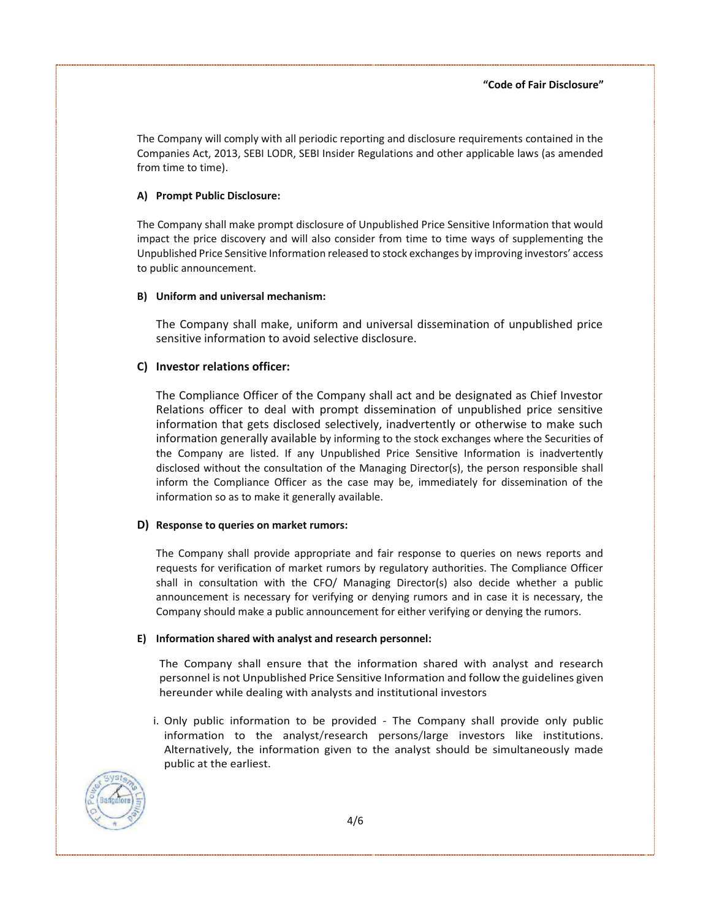The Company will comply with all periodic reporting and disclosure requirements contained in the Companies Act, 2013, SEBI LODR, SEBI Insider Regulations and other applicable laws (as amended from time to time).

**A) Prompt Public Disclosure:**

The Company shall make prompt disclosure of Unpublished Price Sensitive Information that would impact the price discovery and will also consider from time to time ways of supplementing the Unpublished Price Sensitive Information released to stock exchanges by improving investors' access to public announcement.

**B) Uniform and universal mechanism:**

The Company shall make, uniform and universal dissemination of unpublished price sensitive information to avoid selective disclosure.

**C) Investor relations officer:**

The Compliance Officer of the Company shall act and be designated as Chief Investor Relations officer to deal with prompt dissemination of unpublished price sensitive information that gets disclosed selectively, inadvertently or otherwise to make such information generally available by informing to the stock exchanges where the Securities of the Company are listed. If any Unpublished Price Sensitive Information is inadvertently disclosed without the consultation of the Managing Director(s), the person responsible shall inform the Compliance Officer as the case may be, immediately for dissemination of the information so as to make it generally available.

**D) Response to queries on market rumors:**

The Company shall provide appropriate and fair response to queries on news reports and requests for verification of market rumors by regulatory authorities. The Compliance Officer shall in consultation with the CFO/ Managing Director(s) also decide whether a public announcement is necessary for verifying or denying rumors and in case it is necessary, the Company should make a public announcement for either verifying or denying the rumors.

**E) Information shared with analyst and research personnel:**

The Company shall ensure that the information shared with analyst and research personnel is not Unpublished Price Sensitive Information and follow the guidelines given hereunder while dealing with analysts and institutional investors

i. Only public information to be provided - The Company shall provide only public information to the analyst/research persons/large investors like institutions. Alternatively, the information given to the analyst should be simultaneously made public at the earliest.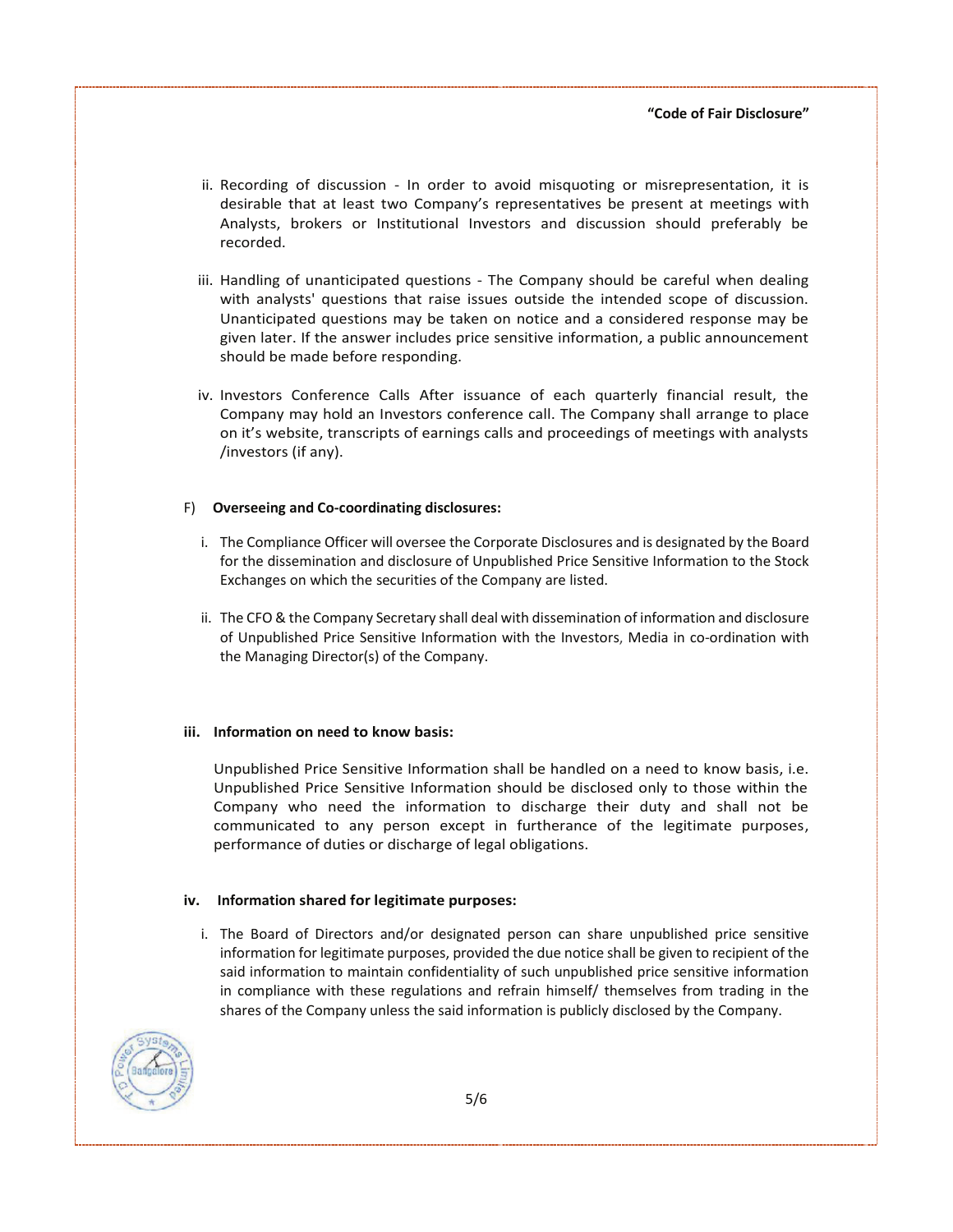ii. Recording of discussion - In order to avoid misquoting or misrepresentation, it is desirable that at least two Company's representatives be present at meetings with Analysts, brokers or Institutional Investors and discussion should preferably be recorded.

iii. Handling of unanticipated questions - The Company should be careful when dealing with analysts' questions that raise issues outside the intended scope of discussion. Unanticipated questions may be taken on notice and a considered response may be given later. If the answer includes price sensitive information, a public announcement should be made before responding.

iv. Investors Conference Calls After issuance of each quarterly financial result, the Company may hold an Investors conference call. The Company shall arrange to place on it's website, transcripts of earnings calls and proceedings of meetings with analysts /investors (if any).

F) **Overseeing and Co-coordinating disclosures:**

i. The Compliance Officer will oversee the Corporate Disclosures and is designated by the Board for the dissemination and disclosure of Unpublished Price Sensitive Information to the Stock Exchanges on which the securities of the Company are listed.

ii. The CFO & the Company Secretary shall deal with dissemination of information and disclosure of Unpublished Price Sensitive Information with the Investors, Media in co-ordination with the Managing Director(s) of the Company.

**iii. Information on need to know basis:**

Unpublished Price Sensitive Information shall be handled on a need to know basis, i.e. Unpublished Price Sensitive Information should be disclosed only to those within the Company who need the information to discharge their duty and shall not be communicated to any person except in furtherance of the legitimate purposes, performance of duties or discharge of legal obligations.

**iv. Information shared for legitimate purposes:**

i. The Board of Directors and/or designated person can share unpublished price sensitive information for legitimate purposes, provided the due notice shall be given to recipient of the said information to maintain confidentiality of such unpublished price sensitive information in compliance with these regulations and refrain himself/ themselves from trading in the shares of the Company unless the said information is publicly disclosed by the Company.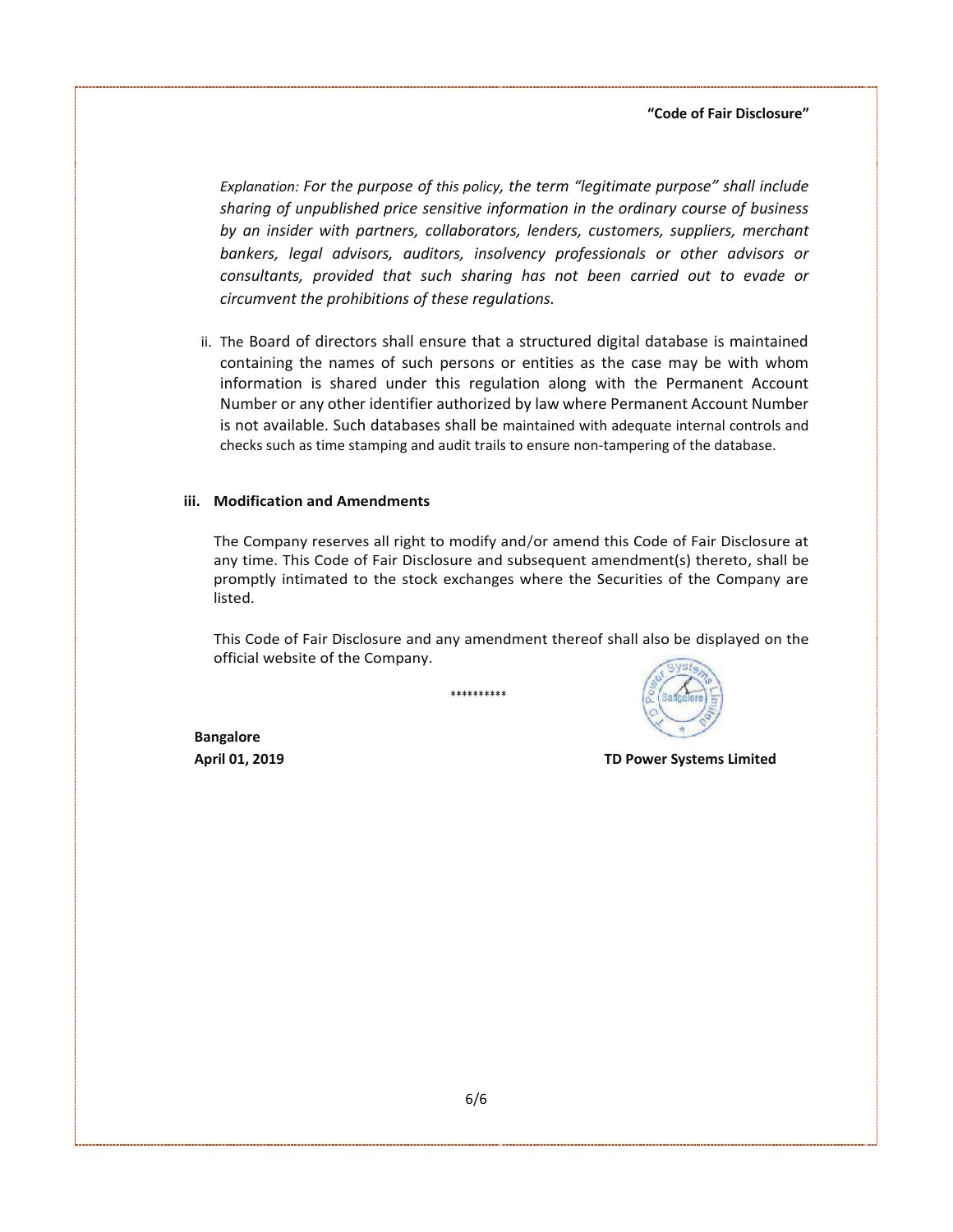*Explanation: For the purpose of this policy, the term "legitimate purpose" shall include sharing of unpublished price sensitive information in the ordinary course of business by an insider with partners, collaborators, lenders, customers, suppliers, merchant bankers, legal advisors, auditors, insolvency professionals or other advisors or consultants, provided that such sharing has not been carried out to evade or circumvent the prohibitions of these regulations.*

ii. The Board of directors shall ensure that a structured digital database is maintained containing the names of such persons or entities as the case may be with whom information is shared under this regulation along with the Permanent Account Number or any other identifier authorized by law where Permanent Account Number is not available. Such databases shall be maintained with adequate internal controls and checks such as time stamping and audit trails to ensure non-tampering of the database.

**iii. Modification and Amendments**

The Company reserves all right to modify and/or amend this Code of Fair Disclosure at any time. This Code of Fair Disclosure and subsequent amendment(s) thereto, shall be promptly intimated to the stock exchanges where the Securities of the Company are listed.

This Code of Fair Disclosure and any amendment thereof shall also be displayed on the official website of the Company.

**********

**Bangalore**

**April 01, 2019**

**TD Power Systems Limited**